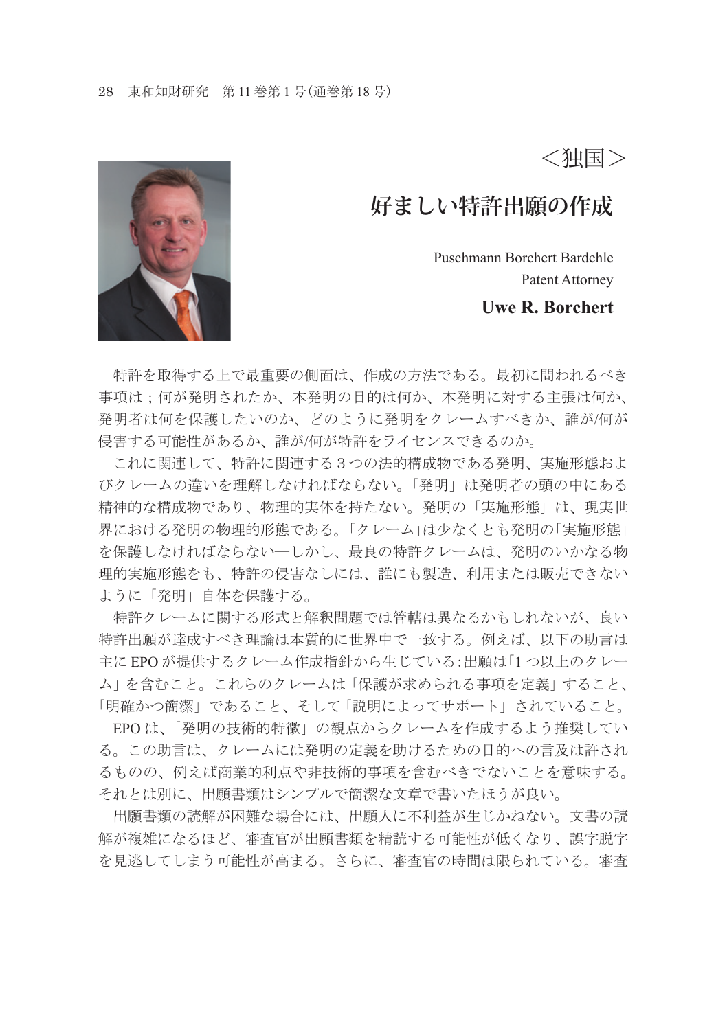＜独国＞

# 好ましい特許出願の作成

Puschmann Borchert Bardehle
Patent Attorney
**Uwe R. Borchert**

特許を取得する上で最重要の側面は、作成の方法である。最初に問われるべき事項は；何が発明されたか、本発明の目的は何か、本発明に対する主張は何か、発明者は何を保護したいのか、どのように発明をクレームすべきか、誰が/何が侵害する可能性があるか、誰が/何が特許をライセンスできるのか。

これに関連して、特許に関連する３つの法的構成物である発明、実施形態およびクレームの違いを理解しなければならない。「発明」は発明者の頭の中にある精神的な構成物であり、物理的実体を持たない。発明の「実施形態」は、現実世界における発明の物理的形態である。「クレーム」は少なくとも発明の「実施形態」を保護しなければならない—しかし、最良の特許クレームは、発明のいかなる物理的実施形態をも、特許の侵害なしには、誰にも製造、利用または販売できないように「発明」自体を保護する。

特許クレームに関する形式と解釈問題では管轄は異なるかもしれないが、良い特許出願が達成すべき理論は本質的に世界中で一致する。例えば、以下の助言は主に EPO が提供するクレーム作成指針から生じている：出願は「1 つ以上のクレーム」を含むこと。これらのクレームは「保護が求められる事項を定義」すること、「明確かつ簡潔」であること、そして「説明によってサポート」されていること。

EPO は、「発明の技術的特徴」の観点からクレームを作成するよう推奨している。この助言は、クレームには発明の定義を助けるための目的への言及は許されるものの、例えば商業的利点や非技術的事項を含むべきでないことを意味する。それとは別に、出願書類はシンプルで簡潔な文章で書いたほうが良い。

出願書類の読解が困難な場合には、出願人に不利益が生じかねない。文書の読解が複雑になるほど、審査官が出願書類を精読する可能性が低くなり、誤字脱字を見逃してしまう可能性が高まる。さらに、審査官の時間は限られている。審査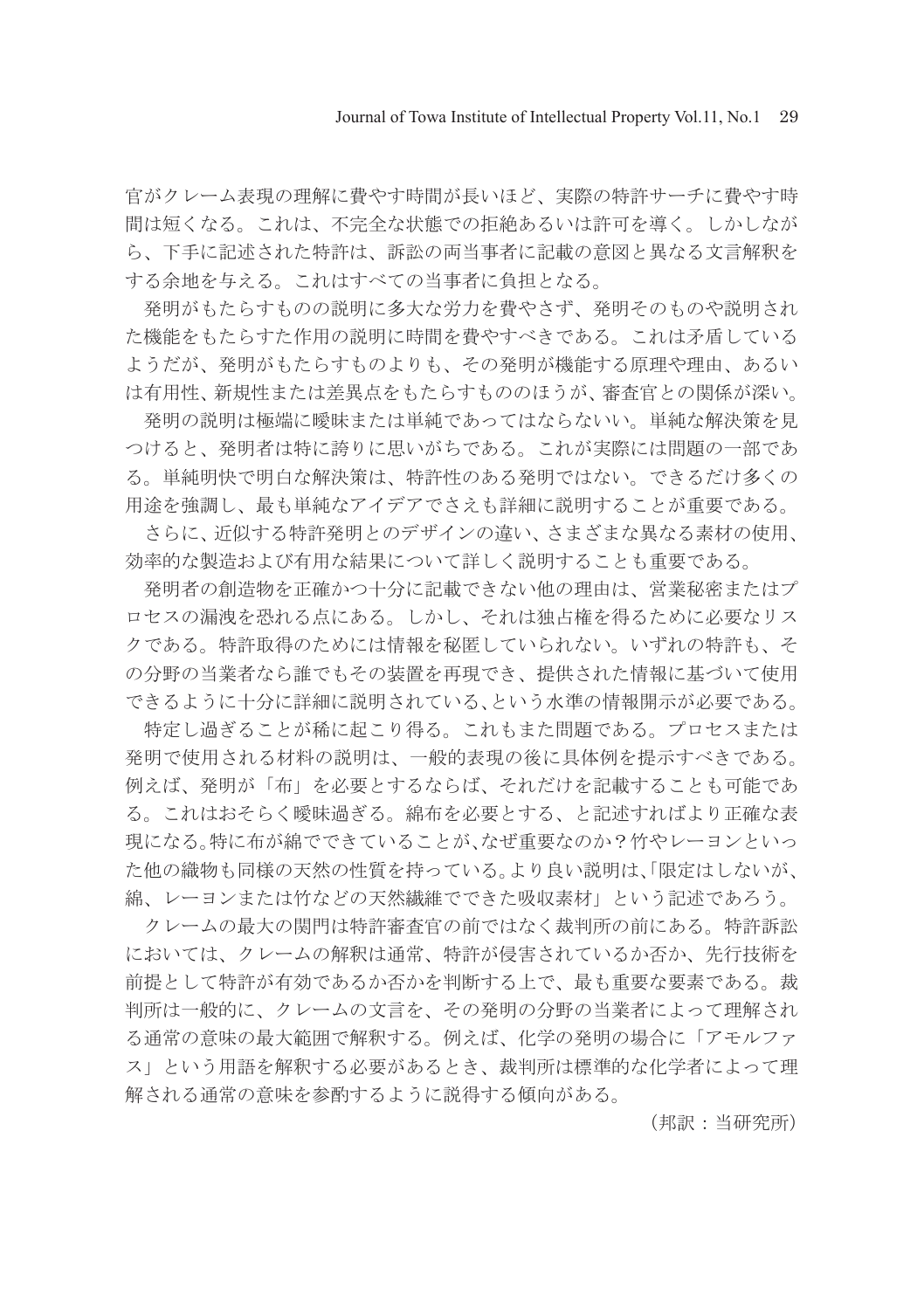官がクレーム表現の理解に費やす時間が長いほど、実際の特許サーチに費やす時間は短くなる。これは、不完全な状態での拒絶あるいは許可を導く。しかしながら、下手に記述された特許は、訴訟の両当事者に記載の意図と異なる文言解釈をする余地を与える。これはすべての当事者に負担となる。

発明がもたらすものの説明に多大な労力を費やさず、発明そのものや説明された機能をもたらした作用の説明に時間を費やすべきである。これは矛盾しているようだが、発明がもたらすものよりも、その発明が機能する原理や理由、あるいは有用性、新規性または差異点をもたらすもののほうが、審査官との関係が深い。

発明の説明は極端に曖昧または単純であってはならないい。単純な解決策を見つけると、発明者は特に誇りに思いがちである。これが実際には問題の一部である。単純明快で明白な解決策は、特許性のある発明ではない。できるだけ多くの用途を強調し、最も単純なアイデアでさえも詳細に説明することが重要である。

さらに、近似する特許発明とのデザインの違い、さまざまな異なる素材の使用、効率的な製造および有用な結果について詳しく説明することも重要である。

発明者の創造物を正確かつ十分に記載できない他の理由は、営業秘密またはプロセスの漏洩を恐れる点にある。しかし、それは独占権を得るために必要なリスクである。特許取得のためには情報を秘匿していられない。いずれの特許も、その分野の当業者なら誰でもその装置を再現でき、提供された情報に基づいて使用できるように十分に詳細に説明されている、という水準の情報開示が必要である。

特定し過ぎることが稀に起こり得る。これもまた問題である。プロセスまたは発明で使用される材料の説明は、一般的表現の後に具体例を提示すべきである。例えば、発明が「布」を必要とするならば、それだけを記載することも可能である。これはおそらく曖昧過ぎる。綿布を必要とする、と記述すればより正確な表現になる。特に布が綿でできていることが、なぜ重要なのか？竹やレーヨンといった他の織物も同様の天然の性質を持っている。より良い説明は、「限定はしないが、綿、レーヨンまたは竹などの天然繊維でできた吸収素材」という記述であろう。

クレームの最大の関門は特許審査官の前ではなく裁判所の前にある。特許訴訟においては、クレームの解釈は通常、特許が侵害されているか否か、先行技術を前提として特許が有効であるか否かを判断する上で、最も重要な要素である。裁判所は一般的に、クレームの文言を、その発明の分野の当業者によって理解される通常の意味の最大範囲で解釈する。例えば、化学の発明の場合に「アモルファス」という用語を解釈する必要があるとき、裁判所は標準的な化学者によって理解される通常の意味を参酌するように説得する傾向がある。

（邦訳：当研究所）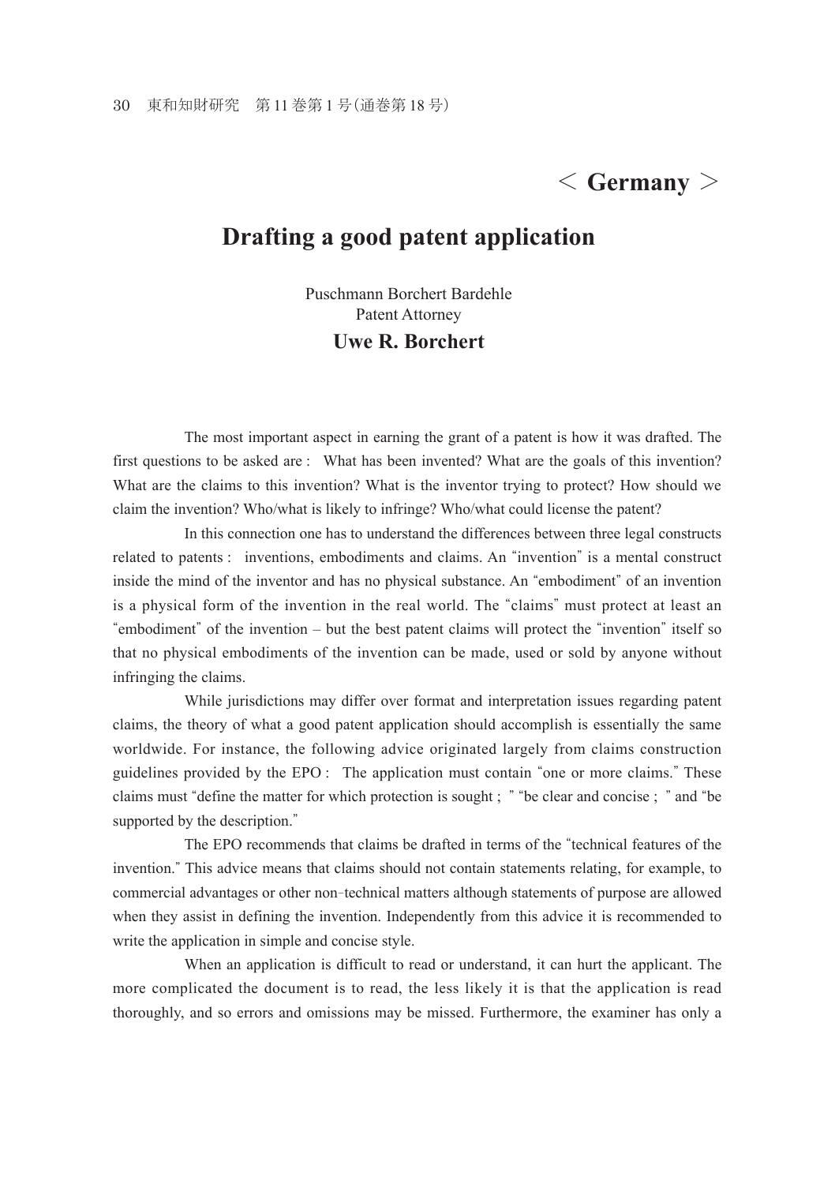## < Germany >

# Drafting a good patent application

Puschmann Borchert Bardehle
Patent Attorney
**Uwe R. Borchert**

The most important aspect in earning the grant of a patent is how it was drafted. The first questions to be asked are : What has been invented? What are the goals of this invention? What are the claims to this invention? What is the inventor trying to protect? How should we claim the invention? Who/what is likely to infringe? Who/what could license the patent?

In this connection one has to understand the differences between three legal constructs related to patents : inventions, embodiments and claims. An "invention" is a mental construct inside the mind of the inventor and has no physical substance. An "embodiment" of an invention is a physical form of the invention in the real world. The "claims" must protect at least an "embodiment" of the invention – but the best patent claims will protect the "invention" itself so that no physical embodiments of the invention can be made, used or sold by anyone without infringing the claims.

While jurisdictions may differ over format and interpretation issues regarding patent claims, the theory of what a good patent application should accomplish is essentially the same worldwide. For instance, the following advice originated largely from claims construction guidelines provided by the EPO : The application must contain "one or more claims." These claims must "define the matter for which protection is sought ; " "be clear and concise ; " and "be supported by the description."

The EPO recommends that claims be drafted in terms of the "technical features of the invention." This advice means that claims should not contain statements relating, for example, to commercial advantages or other non-technical matters although statements of purpose are allowed when they assist in defining the invention. Independently from this advice it is recommended to write the application in simple and concise style.

When an application is difficult to read or understand, it can hurt the applicant. The more complicated the document is to read, the less likely it is that the application is read thoroughly, and so errors and omissions may be missed. Furthermore, the examiner has only a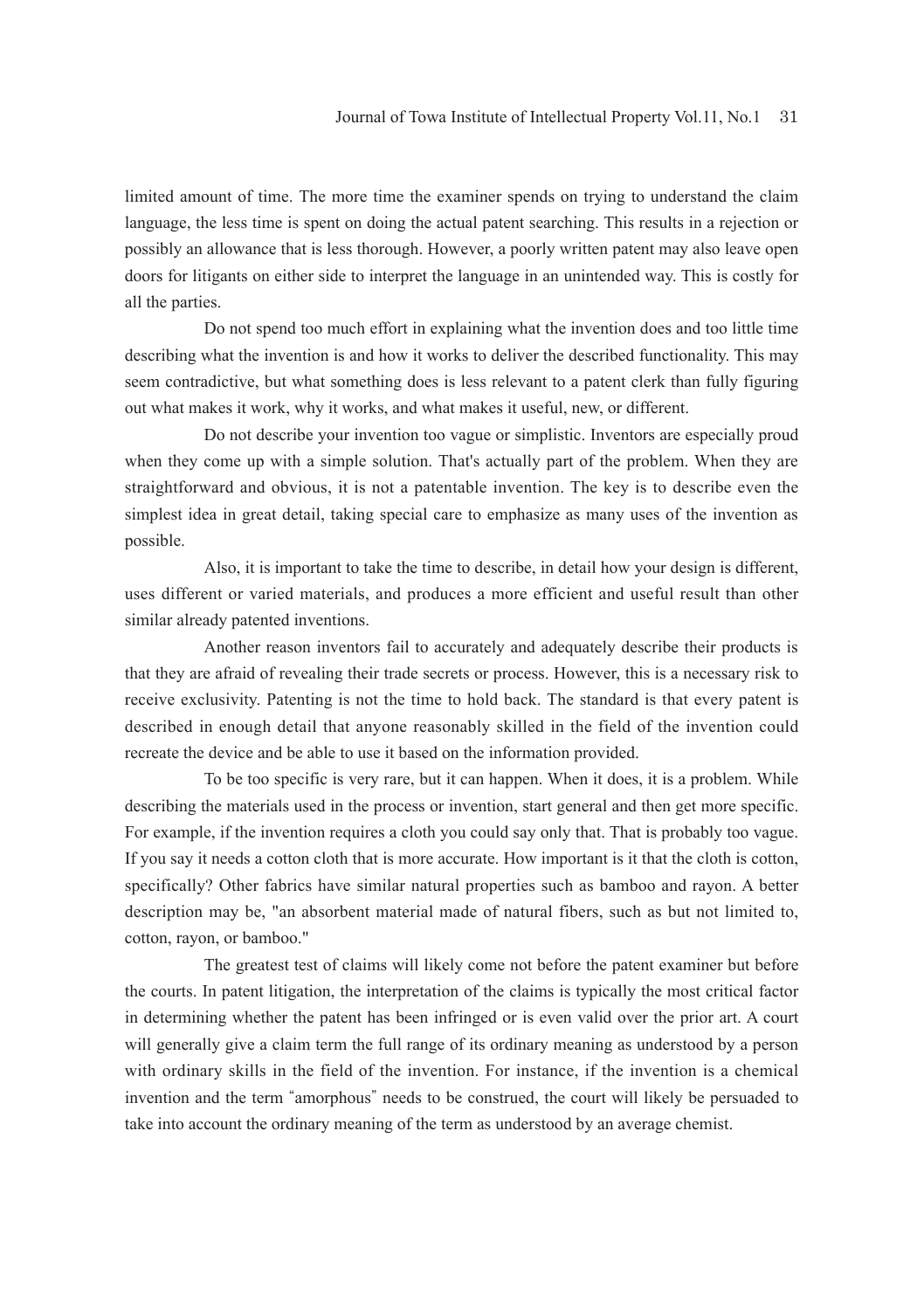limited amount of time. The more time the examiner spends on trying to understand the claim language, the less time is spent on doing the actual patent searching. This results in a rejection or possibly an allowance that is less thorough. However, a poorly written patent may also leave open doors for litigants on either side to interpret the language in an unintended way. This is costly for all the parties.

Do not spend too much effort in explaining what the invention does and too little time describing what the invention is and how it works to deliver the described functionality. This may seem contradictive, but what something does is less relevant to a patent clerk than fully figuring out what makes it work, why it works, and what makes it useful, new, or different.

Do not describe your invention too vague or simplistic. Inventors are especially proud when they come up with a simple solution. That's actually part of the problem. When they are straightforward and obvious, it is not a patentable invention. The key is to describe even the simplest idea in great detail, taking special care to emphasize as many uses of the invention as possible.

Also, it is important to take the time to describe, in detail how your design is different, uses different or varied materials, and produces a more efficient and useful result than other similar already patented inventions.

Another reason inventors fail to accurately and adequately describe their products is that they are afraid of revealing their trade secrets or process. However, this is a necessary risk to receive exclusivity. Patenting is not the time to hold back. The standard is that every patent is described in enough detail that anyone reasonably skilled in the field of the invention could recreate the device and be able to use it based on the information provided.

To be too specific is very rare, but it can happen. When it does, it is a problem. While describing the materials used in the process or invention, start general and then get more specific. For example, if the invention requires a cloth you could say only that. That is probably too vague. If you say it needs a cotton cloth that is more accurate. How important is it that the cloth is cotton, specifically? Other fabrics have similar natural properties such as bamboo and rayon. A better description may be, "an absorbent material made of natural fibers, such as but not limited to, cotton, rayon, or bamboo."

The greatest test of claims will likely come not before the patent examiner but before the courts. In patent litigation, the interpretation of the claims is typically the most critical factor in determining whether the patent has been infringed or is even valid over the prior art. A court will generally give a claim term the full range of its ordinary meaning as understood by a person with ordinary skills in the field of the invention. For instance, if the invention is a chemical invention and the term "amorphous" needs to be construed, the court will likely be persuaded to take into account the ordinary meaning of the term as understood by an average chemist.